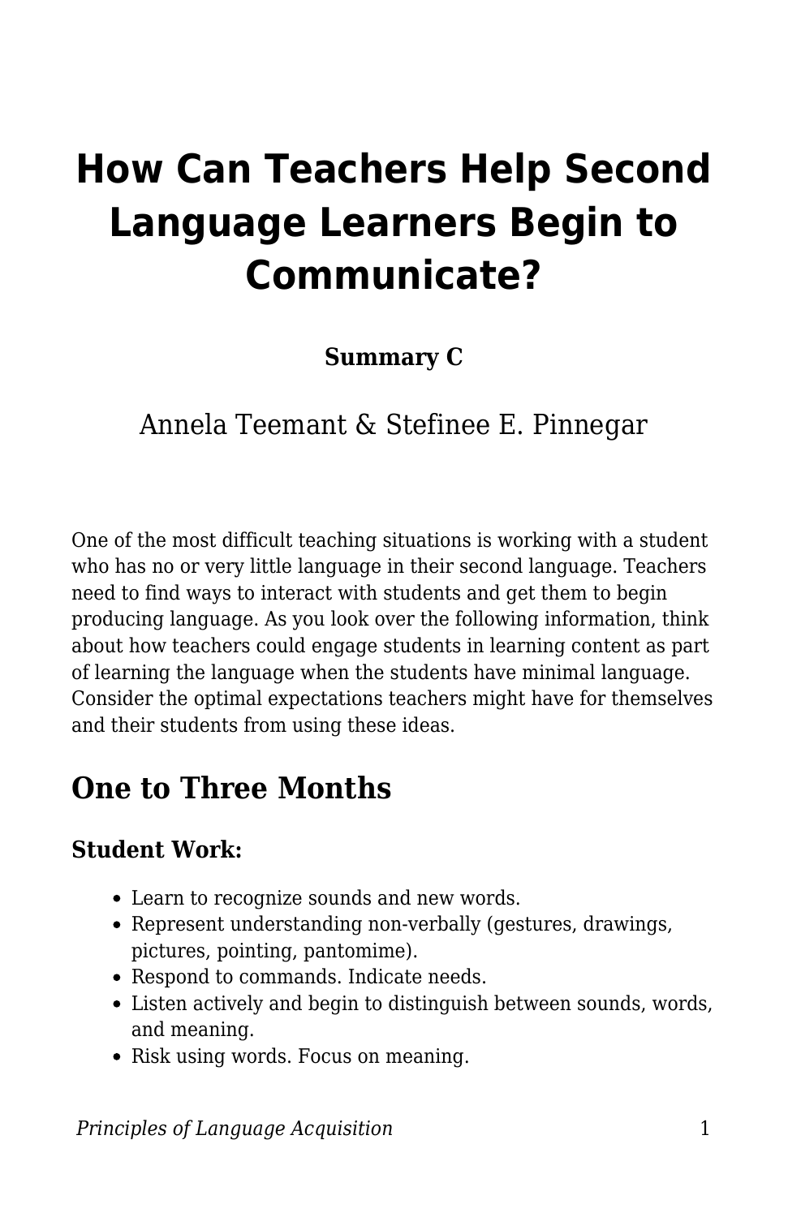# How Can Teachers Help Second Language Learners Begin to Communicate?

**Summary C**

Annela Teemant & Stefinee E. Pinnegar

One of the most difficult teaching situations is working with a student who has no or very little language in their second language. Teachers need to find ways to interact with students and get them to begin producing language. As you look over the following information, think about how teachers could engage students in learning content as part of learning the language when the students have minimal language. Consider the optimal expectations teachers might have for themselves and their students from using these ideas.

## One to Three Months

### Student Work:

- Learn to recognize sounds and new words.
- Represent understanding non-verbally (gestures, drawings, pictures, pointing, pantomime).
- Respond to commands. Indicate needs.
- Listen actively and begin to distinguish between sounds, words, and meaning.
- Risk using words. Focus on meaning.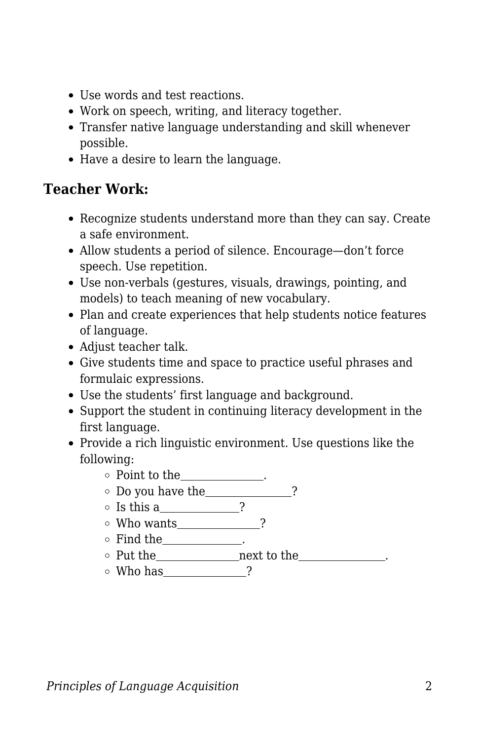- Use words and test reactions.
- Work on speech, writing, and literacy together.
- Transfer native language understanding and skill whenever possible.
- Have a desire to learn the language.

### Teacher Work:

- Recognize students understand more than they can say. Create a safe environment.
- Allow students a period of silence. Encourage—don't force speech. Use repetition.
- Use non-verbals (gestures, visuals, drawings, pointing, and models) to teach meaning of new vocabulary.
- Plan and create experiences that help students notice features of language.
- Adjust teacher talk.
- Give students time and space to practice useful phrases and formulaic expressions.
- Use the students' first language and background.
- Support the student in continuing literacy development in the first language.
- Provide a rich linguistic environment. Use questions like the following:
  - Point to the_______________.
  - Do you have the_______________?
  - Is this a______________?
  - Who wants______________?
  - Find the______________.
  - Put the_______________next to the_______________.
  - Who has_______________?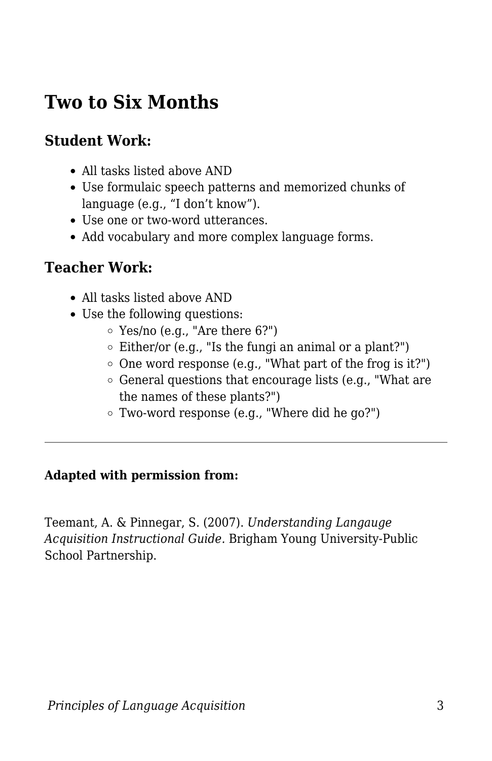## Two to Six Months

### Student Work:

- All tasks listed above AND
- Use formulaic speech patterns and memorized chunks of language (e.g., “I don’t know”).
- Use one or two-word utterances.
- Add vocabulary and more complex language forms.

### Teacher Work:

- All tasks listed above AND
- Use the following questions:
    - Yes/no (e.g., "Are there 6?")
    - Either/or (e.g., "Is the fungi an animal or a plant?")
    - One word response (e.g., "What part of the frog is it?")
    - General questions that encourage lists (e.g., "What are the names of these plants?")
    - Two-word response (e.g., "Where did he go?")

---

**Adapted with permission from:**

Teemant, A. & Pinnegar, S. (2007). *Understanding Langauge Acquisition Instructional Guide.* Brigham Young University-Public School Partnership.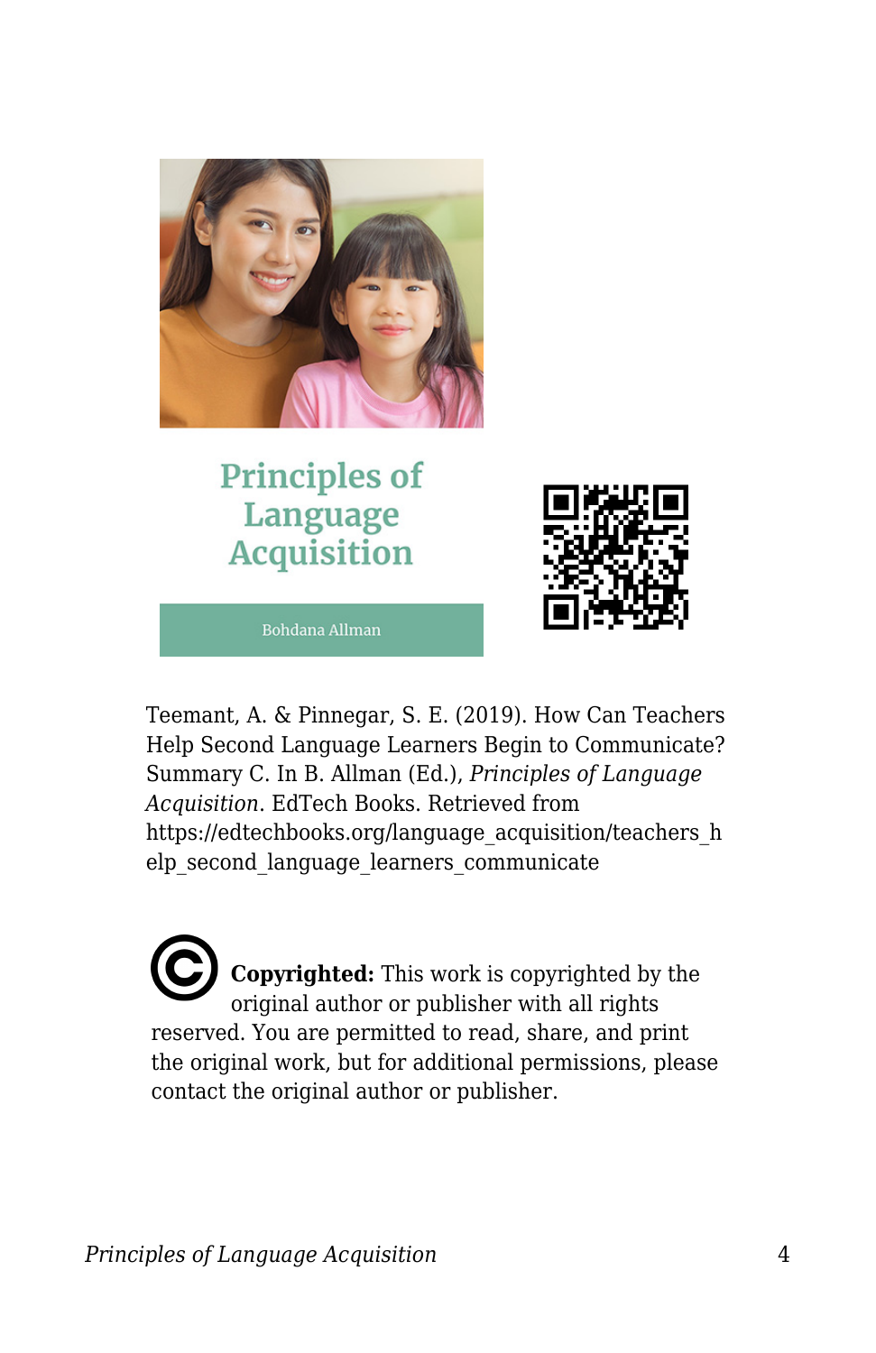Principles of Language Acquisition

Bohdana Allman

Teemant, A. & Pinnegar, S. E. (2019). How Can Teachers Help Second Language Learners Begin to Communicate? Summary C. In B. Allman (Ed.), *Principles of Language Acquisition*. EdTech Books. Retrieved from https://edtechbooks.org/language_acquisition/teachers_help_second_language_learners_communicate

**Copyrighted:** This work is copyrighted by the original author or publisher with all rights reserved. You are permitted to read, share, and print the original work, but for additional permissions, please contact the original author or publisher.